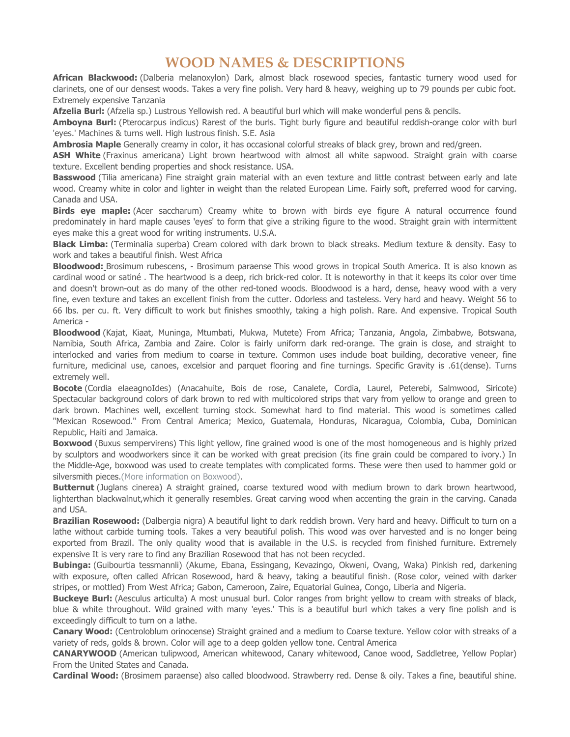# WOOD NAMES & DESCRIPTIONS

**African Blackwood:** (Dalberia melanoxylon) Dark, almost black rosewood species, fantastic turnery wood used for clarinets, one of our densest woods. Takes a very fine polish. Very hard & heavy, weighing up to 79 pounds per cubic foot. Extremely expensive Tanzania

**Afzelia Burl:** (Afzelia sp.) Lustrous Yellowish red. A beautiful burl which will make wonderful pens & pencils.

**Amboyna Burl:** (Pterocarpus indicus) Rarest of the burls. Tight burly figure and beautiful reddish-orange color with burl 'eyes.' Machines & turns well. High lustrous finish. S.E. Asia

**Ambrosia Maple** Generally creamy in color, it has occasional colorful streaks of black grey, brown and red/green.

**ASH White** (Fraxinus americana) Light brown heartwood with almost all white sapwood. Straight grain with coarse texture. Excellent bending properties and shock resistance. USA.

**Basswood** (Tilia americana) Fine straight grain material with an even texture and little contrast between early and late wood. Creamy white in color and lighter in weight than the related European Lime. Fairly soft, preferred wood for carving. Canada and USA.

**Birds eye maple:** (Acer saccharum) Creamy white to brown with birds eye figure A natural occurrence found predominately in hard maple causes 'eyes' to form that give a striking figure to the wood. Straight grain with intermittent eyes make this a great wood for writing instruments. U.S.A.

**Black Limba:** (Terminalia superba) Cream colored with dark brown to black streaks. Medium texture & density. Easy to work and takes a beautiful finish. West Africa

**Bloodwood:** Brosimum rubescens, - Brosimum paraense This wood grows in tropical South America. It is also known as cardinal wood or satiné . The heartwood is a deep, rich brick-red color. It is noteworthy in that it keeps its color over time and doesn't brown-out as do many of the other red-toned woods. Bloodwood is a hard, dense, heavy wood with a very fine, even texture and takes an excellent finish from the cutter. Odorless and tasteless. Very hard and heavy. Weight 56 to 66 lbs. per cu. ft. Very difficult to work but finishes smoothly, taking a high polish. Rare. And expensive. Tropical South America -

**Bloodwood** (Kajat, Kiaat, Muninga, Mtumbati, Mukwa, Mutete) From Africa; Tanzania, Angola, Zimbabwe, Botswana, Namibia, South Africa, Zambia and Zaire. Color is fairly uniform dark red-orange. The grain is close, and straight to interlocked and varies from medium to coarse in texture. Common uses include boat building, decorative veneer, fine furniture, medicinal use, canoes, excelsior and parquet flooring and fine turnings. Specific Gravity is .61(dense). Turns extremely well.

**Bocote** (Cordia elaeagnoIdes) (Anacahuite, Bois de rose, Canalete, Cordia, Laurel, Peterebi, Salmwood, Siricote) Spectacular background colors of dark brown to red with multicolored strips that vary from yellow to orange and green to dark brown. Machines well, excellent turning stock. Somewhat hard to find material. This wood is sometimes called "Mexican Rosewood." From Central America; Mexico, Guatemala, Honduras, Nicaragua, Colombia, Cuba, Dominican Republic, Haiti and Jamaica.

**Boxwood** (Buxus sempervirens) This light yellow, fine grained wood is one of the most homogeneous and is highly prized by sculptors and woodworkers since it can be worked with great precision (its fine grain could be compared to ivory.) In the Middle-Age, boxwood was used to create templates with complicated forms. These were then used to hammer gold or silversmith pieces.(More information on Boxwood).

**Butternut** (Juglans cinerea) A straight grained, coarse textured wood with medium brown to dark brown heartwood, lighterthan blackwalnut,which it generally resembles. Great carving wood when accenting the grain in the carving. Canada and USA.

**Brazilian Rosewood:** (Dalbergia nigra) A beautiful light to dark reddish brown. Very hard and heavy. Difficult to turn on a lathe without carbide turning tools. Takes a very beautiful polish. This wood was over harvested and is no longer being exported from Brazil. The only quality wood that is available in the U.S. is recycled from finished furniture. Extremely expensive It is very rare to find any Brazilian Rosewood that has not been recycled.

**Bubinga:** (Guibourtia tessmannli) (Akume, Ebana, Essingang, Kevazingo, Okweni, Ovang, Waka) Pinkish red, darkening with exposure, often called African Rosewood, hard & heavy, taking a beautiful finish. (Rose color, veined with darker stripes, or mottled) From West Africa; Gabon, Cameroon, Zaire, Equatorial Guinea, Congo, Liberia and Nigeria.

**Buckeye Burl:** (Aesculus articulta) A most unusual burl. Color ranges from bright yellow to cream with streaks of black, blue & white throughout. Wild grained with many 'eyes.' This is a beautiful burl which takes a very fine polish and is exceedingly difficult to turn on a lathe.

**Canary Wood:** (Centroloblum orinocense) Straight grained and a medium to Coarse texture. Yellow color with streaks of a variety of reds, golds & brown. Color will age to a deep golden yellow tone. Central America

**CANARYWOOD** (American tulipwood, American whitewood, Canary whitewood, Canoe wood, Saddletree, Yellow Poplar) From the United States and Canada.

**Cardinal Wood:** (Brosimem paraense) also called bloodwood. Strawberry red. Dense & oily. Takes a fine, beautiful shine.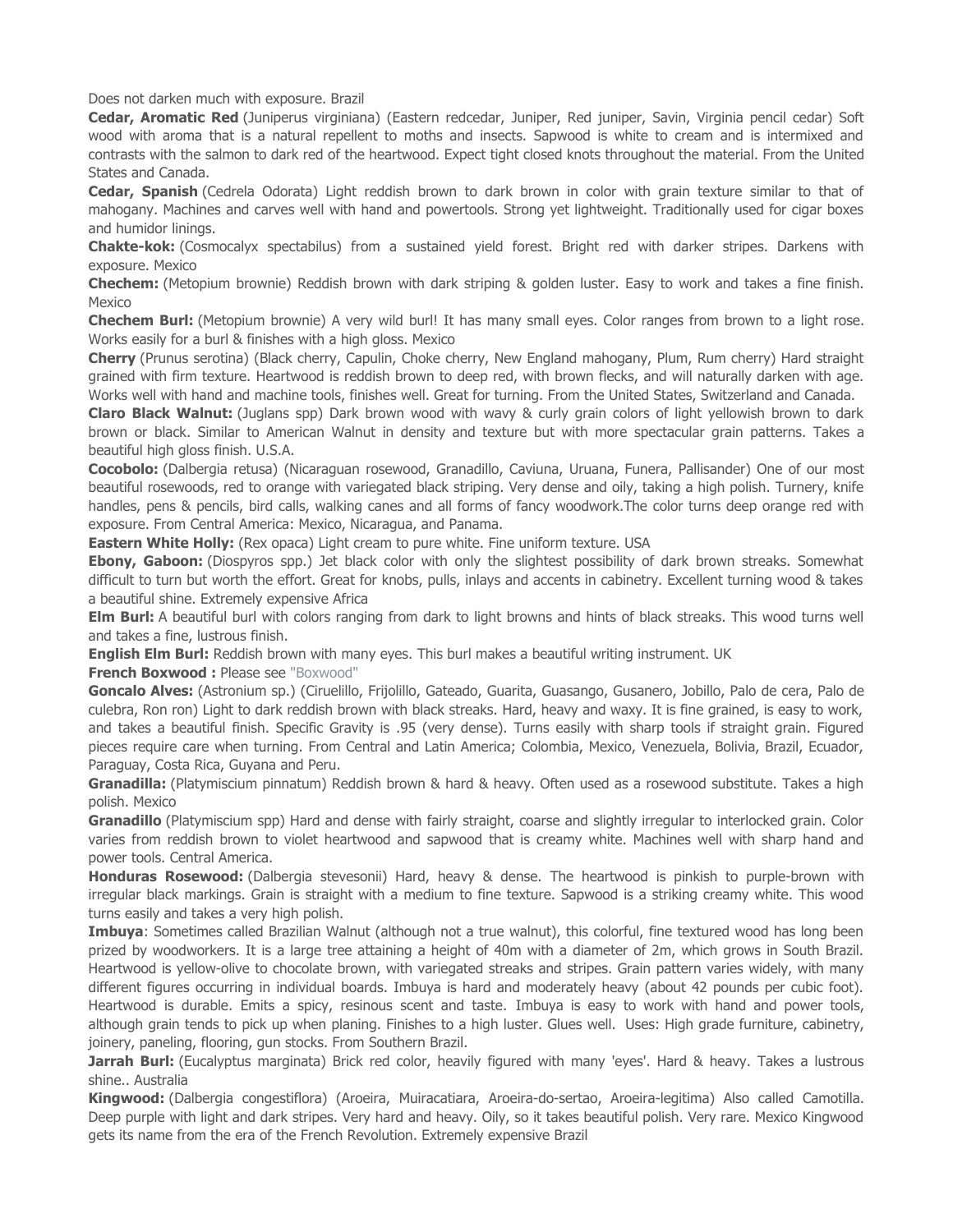Does not darken much with exposure. Brazil

**Cedar, Aromatic Red** (Juniperus virginiana) (Eastern redcedar, Juniper, Red juniper, Savin, Virginia pencil cedar) Soft wood with aroma that is a natural repellent to moths and insects. Sapwood is white to cream and is intermixed and contrasts with the salmon to dark red of the heartwood. Expect tight closed knots throughout the material. From the United States and Canada.

**Cedar, Spanish** (Cedrela Odorata) Light reddish brown to dark brown in color with grain texture similar to that of mahogany. Machines and carves well with hand and powertools. Strong yet lightweight. Traditionally used for cigar boxes and humidor linings.

**Chakte-kok:** (Cosmocalyx spectabilus) from a sustained yield forest. Bright red with darker stripes. Darkens with exposure. Mexico

**Chechem:** (Metopium brownie) Reddish brown with dark striping & golden luster. Easy to work and takes a fine finish. Mexico

**Chechem Burl:** (Metopium brownie) A very wild burl! It has many small eyes. Color ranges from brown to a light rose. Works easily for a burl & finishes with a high gloss. Mexico

**Cherry** (Prunus serotina) (Black cherry, Capulin, Choke cherry, New England mahogany, Plum, Rum cherry) Hard straight grained with firm texture. Heartwood is reddish brown to deep red, with brown flecks, and will naturally darken with age. Works well with hand and machine tools, finishes well. Great for turning. From the United States, Switzerland and Canada.

**Claro Black Walnut:** (Juglans spp) Dark brown wood with wavy & curly grain colors of light yellowish brown to dark brown or black. Similar to American Walnut in density and texture but with more spectacular grain patterns. Takes a beautiful high gloss finish. U.S.A.

**Cocobolo:** (Dalbergia retusa) (Nicaraguan rosewood, Granadillo, Caviuna, Uruana, Funera, Pallisander) One of our most beautiful rosewoods, red to orange with variegated black striping. Very dense and oily, taking a high polish. Turnery, knife handles, pens & pencils, bird calls, walking canes and all forms of fancy woodwork.The color turns deep orange red with exposure. From Central America: Mexico, Nicaragua, and Panama.

**Eastern White Holly:** (Rex opaca) Light cream to pure white. Fine uniform texture. USA

**Ebony, Gaboon:** (Diospyros spp.) Jet black color with only the slightest possibility of dark brown streaks. Somewhat difficult to turn but worth the effort. Great for knobs, pulls, inlays and accents in cabinetry. Excellent turning wood & takes a beautiful shine. Extremely expensive Africa

**Elm Burl:** A beautiful burl with colors ranging from dark to light browns and hints of black streaks. This wood turns well and takes a fine, lustrous finish.

**English Elm Burl:** Reddish brown with many eyes. This burl makes a beautiful writing instrument. UK

**French Boxwood :** Please see "Boxwood"

**Goncalo Alves:** (Astronium sp.) (Ciruelillo, Frijolillo, Gateado, Guarita, Guasango, Gusanero, Jobillo, Palo de cera, Palo de culebra, Ron ron) Light to dark reddish brown with black streaks. Hard, heavy and waxy. It is fine grained, is easy to work, and takes a beautiful finish. Specific Gravity is .95 (very dense). Turns easily with sharp tools if straight grain. Figured pieces require care when turning. From Central and Latin America; Colombia, Mexico, Venezuela, Bolivia, Brazil, Ecuador, Paraguay, Costa Rica, Guyana and Peru.

**Granadilla:** (Platymiscium pinnatum) Reddish brown & hard & heavy. Often used as a rosewood substitute. Takes a high polish. Mexico

**Granadillo** (Platymiscium spp) Hard and dense with fairly straight, coarse and slightly irregular to interlocked grain. Color varies from reddish brown to violet heartwood and sapwood that is creamy white. Machines well with sharp hand and power tools. Central America.

**Honduras Rosewood:** (Dalbergia stevesonii) Hard, heavy & dense. The heartwood is pinkish to purple-brown with irregular black markings. Grain is straight with a medium to fine texture. Sapwood is a striking creamy white. This wood turns easily and takes a very high polish.

**Imbuya**: Sometimes called Brazilian Walnut (although not a true walnut), this colorful, fine textured wood has long been prized by woodworkers. It is a large tree attaining a height of 40m with a diameter of 2m, which grows in South Brazil. Heartwood is yellow-olive to chocolate brown, with variegated streaks and stripes. Grain pattern varies widely, with many different figures occurring in individual boards. Imbuya is hard and moderately heavy (about 42 pounds per cubic foot). Heartwood is durable. Emits a spicy, resinous scent and taste. Imbuya is easy to work with hand and power tools, although grain tends to pick up when planing. Finishes to a high luster. Glues well. Uses: High grade furniture, cabinetry, joinery, paneling, flooring, gun stocks. From Southern Brazil.

**Jarrah Burl:** (Eucalyptus marginata) Brick red color, heavily figured with many 'eyes'. Hard & heavy. Takes a lustrous shine.. Australia

**Kingwood:** (Dalbergia congestiflora) (Aroeira, Muiracatiara, Aroeira-do-sertao, Aroeira-legitima) Also called Camotilla. Deep purple with light and dark stripes. Very hard and heavy. Oily, so it takes beautiful polish. Very rare. Mexico Kingwood gets its name from the era of the French Revolution. Extremely expensive Brazil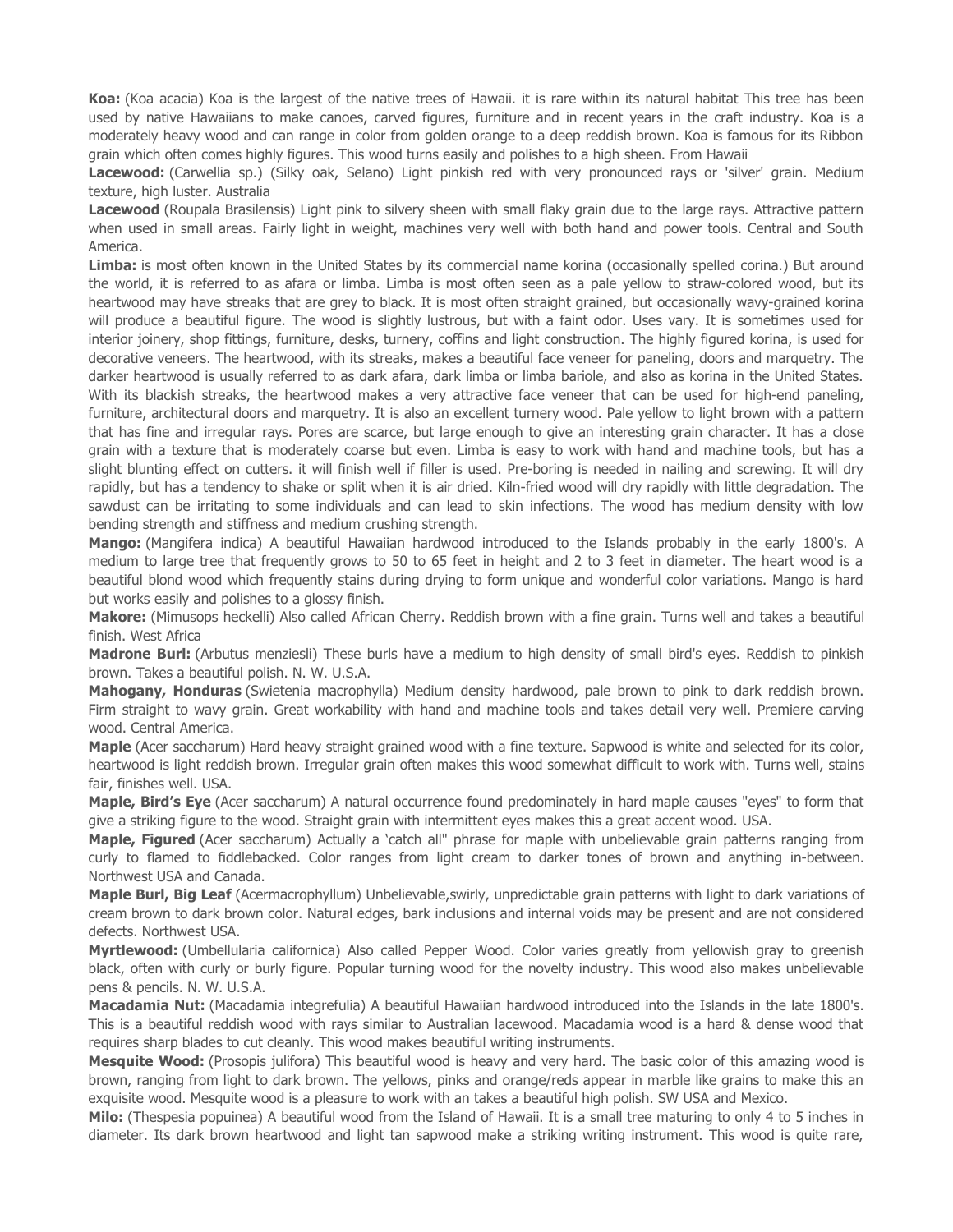**Koa:** (Koa acacia) Koa is the largest of the native trees of Hawaii. it is rare within its natural habitat This tree has been used by native Hawaiians to make canoes, carved figures, furniture and in recent years in the craft industry. Koa is a moderately heavy wood and can range in color from golden orange to a deep reddish brown. Koa is famous for its Ribbon grain which often comes highly figures. This wood turns easily and polishes to a high sheen. From Hawaii

**Lacewood:** (Carwellia sp.) (Silky oak, Selano) Light pinkish red with very pronounced rays or 'silver' grain. Medium texture, high luster. Australia

**Lacewood** (Roupala Brasilensis) Light pink to silvery sheen with small flaky grain due to the large rays. Attractive pattern when used in small areas. Fairly light in weight, machines very well with both hand and power tools. Central and South America.

**Limba:** is most often known in the United States by its commercial name korina (occasionally spelled corina.) But around the world, it is referred to as afara or limba. Limba is most often seen as a pale yellow to straw-colored wood, but its heartwood may have streaks that are grey to black. It is most often straight grained, but occasionally wavy-grained korina will produce a beautiful figure. The wood is slightly lustrous, but with a faint odor. Uses vary. It is sometimes used for interior joinery, shop fittings, furniture, desks, turnery, coffins and light construction. The highly figured korina, is used for decorative veneers. The heartwood, with its streaks, makes a beautiful face veneer for paneling, doors and marquetry. The darker heartwood is usually referred to as dark afara, dark limba or limba bariole, and also as korina in the United States. With its blackish streaks, the heartwood makes a very attractive face veneer that can be used for high-end paneling, furniture, architectural doors and marquetry. It is also an excellent turnery wood. Pale yellow to light brown with a pattern that has fine and irregular rays. Pores are scarce, but large enough to give an interesting grain character. It has a close grain with a texture that is moderately coarse but even. Limba is easy to work with hand and machine tools, but has a slight blunting effect on cutters. it will finish well if filler is used. Pre-boring is needed in nailing and screwing. It will dry rapidly, but has a tendency to shake or split when it is air dried. Kiln-fried wood will dry rapidly with little degradation. The sawdust can be irritating to some individuals and can lead to skin infections. The wood has medium density with low bending strength and stiffness and medium crushing strength.

**Mango:** (Mangifera indica) A beautiful Hawaiian hardwood introduced to the Islands probably in the early 1800's. A medium to large tree that frequently grows to 50 to 65 feet in height and 2 to 3 feet in diameter. The heart wood is a beautiful blond wood which frequently stains during drying to form unique and wonderful color variations. Mango is hard but works easily and polishes to a glossy finish.

**Makore:** (Mimusops heckelli) Also called African Cherry. Reddish brown with a fine grain. Turns well and takes a beautiful finish. West Africa

**Madrone Burl:** (Arbutus menziesli) These burls have a medium to high density of small bird's eyes. Reddish to pinkish brown. Takes a beautiful polish. N. W. U.S.A.

**Mahogany, Honduras** (Swietenia macrophylla) Medium density hardwood, pale brown to pink to dark reddish brown. Firm straight to wavy grain. Great workability with hand and machine tools and takes detail very well. Premiere carving wood. Central America.

**Maple** (Acer saccharum) Hard heavy straight grained wood with a fine texture. Sapwood is white and selected for its color, heartwood is light reddish brown. Irregular grain often makes this wood somewhat difficult to work with. Turns well, stains fair, finishes well. USA.

**Maple, Bird's Eye** (Acer saccharum) A natural occurrence found predominately in hard maple causes "eyes" to form that give a striking figure to the wood. Straight grain with intermittent eyes makes this a great accent wood. USA.

**Maple, Figured** (Acer saccharum) Actually a 'catch all" phrase for maple with unbelievable grain patterns ranging from curly to flamed to fiddlebacked. Color ranges from light cream to darker tones of brown and anything in-between. Northwest USA and Canada.

**Maple Burl, Big Leaf** (Acermacrophyllum) Unbelievable,swirly, unpredictable grain patterns with light to dark variations of cream brown to dark brown color. Natural edges, bark inclusions and internal voids may be present and are not considered defects. Northwest USA.

**Myrtlewood:** (Umbellularia californica) Also called Pepper Wood. Color varies greatly from yellowish gray to greenish black, often with curly or burly figure. Popular turning wood for the novelty industry. This wood also makes unbelievable pens & pencils. N. W. U.S.A.

**Macadamia Nut:** (Macadamia integrefulia) A beautiful Hawaiian hardwood introduced into the Islands in the late 1800's. This is a beautiful reddish wood with rays similar to Australian lacewood. Macadamia wood is a hard & dense wood that requires sharp blades to cut cleanly. This wood makes beautiful writing instruments.

**Mesquite Wood:** (Prosopis julifora) This beautiful wood is heavy and very hard. The basic color of this amazing wood is brown, ranging from light to dark brown. The yellows, pinks and orange/reds appear in marble like grains to make this an exquisite wood. Mesquite wood is a pleasure to work with an takes a beautiful high polish. SW USA and Mexico.

**Milo:** (Thespesia popuinea) A beautiful wood from the Island of Hawaii. It is a small tree maturing to only 4 to 5 inches in diameter. Its dark brown heartwood and light tan sapwood make a striking writing instrument. This wood is quite rare,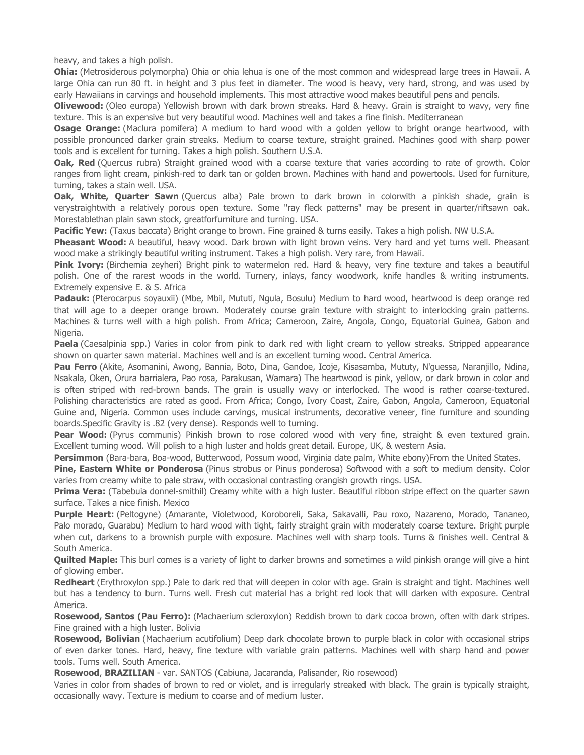heavy, and takes a high polish.

**Ohia:** (Metrosiderous polymorpha) Ohia or ohia lehua is one of the most common and widespread large trees in Hawaii. A large Ohia can run 80 ft. in height and 3 plus feet in diameter. The wood is heavy, very hard, strong, and was used by early Hawaiians in carvings and household implements. This most attractive wood makes beautiful pens and pencils.

**Olivewood:** (Oleo europa) Yellowish brown with dark brown streaks. Hard & heavy. Grain is straight to wavy, very fine texture. This is an expensive but very beautiful wood. Machines well and takes a fine finish. Mediterranean

**Osage Orange:** (Maclura pomifera) A medium to hard wood with a golden yellow to bright orange heartwood, with possible pronounced darker grain streaks. Medium to coarse texture, straight grained. Machines good with sharp power tools and is excellent for turning. Takes a high polish. Southern U.S.A.

**Oak, Red** (Quercus rubra) Straight grained wood with a coarse texture that varies according to rate of growth. Color ranges from light cream, pinkish-red to dark tan or golden brown. Machines with hand and powertools. Used for furniture, turning, takes a stain well. USA.

**Oak, White, Quarter Sawn** (Quercus alba) Pale brown to dark brown in colorwith a pinkish shade, grain is verystraightwith a relatively porous open texture. Some "ray fleck patterns" may be present in quarter/riftsawn oak. Morestablethan plain sawn stock, greatforfurniture and turning. USA.

**Pacific Yew:** (Taxus baccata) Bright orange to brown. Fine grained & turns easily. Takes a high polish. NW U.S.A.

**Pheasant Wood:** A beautiful, heavy wood. Dark brown with light brown veins. Very hard and yet turns well. Pheasant wood make a strikingly beautiful writing instrument. Takes a high polish. Very rare, from Hawaii.

**Pink Ivory:** (Birchemia zeyheri) Bright pink to watermelon red. Hard & heavy, very fine texture and takes a beautiful polish. One of the rarest woods in the world. Turnery, inlays, fancy woodwork, knife handles & writing instruments. Extremely expensive E. & S. Africa

**Padauk:** (Pterocarpus soyauxii) (Mbe, Mbil, Mututi, Ngula, Bosulu) Medium to hard wood, heartwood is deep orange red that will age to a deeper orange brown. Moderately course grain texture with straight to interlocking grain patterns. Machines & turns well with a high polish. From Africa; Cameroon, Zaire, Angola, Congo, Equatorial Guinea, Gabon and Nigeria.

**Paela** (Caesalpinia spp.) Varies in color from pink to dark red with light cream to yellow streaks. Stripped appearance shown on quarter sawn material. Machines well and is an excellent turning wood. Central America.

**Pau Ferro** (Akite, Asomanini, Awong, Bannia, Boto, Dina, Gandoe, Icoje, Kisasamba, Mututy, N'guessa, Naranjillo, Ndina, Nsakala, Oken, Orura barrialera, Pao rosa, Parakusan, Wamara) The heartwood is pink, yellow, or dark brown in color and is often striped with red-brown bands. The grain is usually wavy or interlocked. The wood is rather coarse-textured. Polishing characteristics are rated as good. From Africa; Congo, Ivory Coast, Zaire, Gabon, Angola, Cameroon, Equatorial Guine and, Nigeria. Common uses include carvings, musical instruments, decorative veneer, fine furniture and sounding boards.Specific Gravity is .82 (very dense). Responds well to turning.

**Pear Wood:** (Pyrus communis) Pinkish brown to rose colored wood with very fine, straight & even textured grain. Excellent turning wood. Will polish to a high luster and holds great detail. Europe, UK, & western Asia.

**Persimmon** (Bara-bara, Boa-wood, Butterwood, Possum wood, Virginia date palm, White ebony)From the United States.

**Pine, Eastern White or Ponderosa** (Pinus strobus or Pinus ponderosa) Softwood with a soft to medium density. Color varies from creamy white to pale straw, with occasional contrasting orangish growth rings. USA.

**Prima Vera:** (Tabebuia donnel-smithil) Creamy white with a high luster. Beautiful ribbon stripe effect on the quarter sawn surface. Takes a nice finish. Mexico

**Purple Heart:** (Peltogyne) (Amarante, Violetwood, Koroboreli, Saka, Sakavalli, Pau roxo, Nazareno, Morado, Tananeo, Palo morado, Guarabu) Medium to hard wood with tight, fairly straight grain with moderately coarse texture. Bright purple when cut, darkens to a brownish purple with exposure. Machines well with sharp tools. Turns & finishes well. Central & South America.

**Quilted Maple:** This burl comes is a variety of light to darker browns and sometimes a wild pinkish orange will give a hint of glowing ember.

**Redheart** (Erythroxylon spp.) Pale to dark red that will deepen in color with age. Grain is straight and tight. Machines well but has a tendency to burn. Turns well. Fresh cut material has a bright red look that will darken with exposure. Central America.

**Rosewood, Santos (Pau Ferro):** (Machaerium scleroxylon) Reddish brown to dark cocoa brown, often with dark stripes. Fine grained with a high luster. Bolivia

**Rosewood, Bolivian** (Machaerium acutifolium) Deep dark chocolate brown to purple black in color with occasional strips of even darker tones. Hard, heavy, fine texture with variable grain patterns. Machines well with sharp hand and power tools. Turns well. South America.

**Rosewood**, **BRAZILIAN** - var. SANTOS (Cabiuna, Jacaranda, Palisander, Rio rosewood)

Varies in color from shades of brown to red or violet, and is irregularly streaked with black. The grain is typically straight, occasionally wavy. Texture is medium to coarse and of medium luster.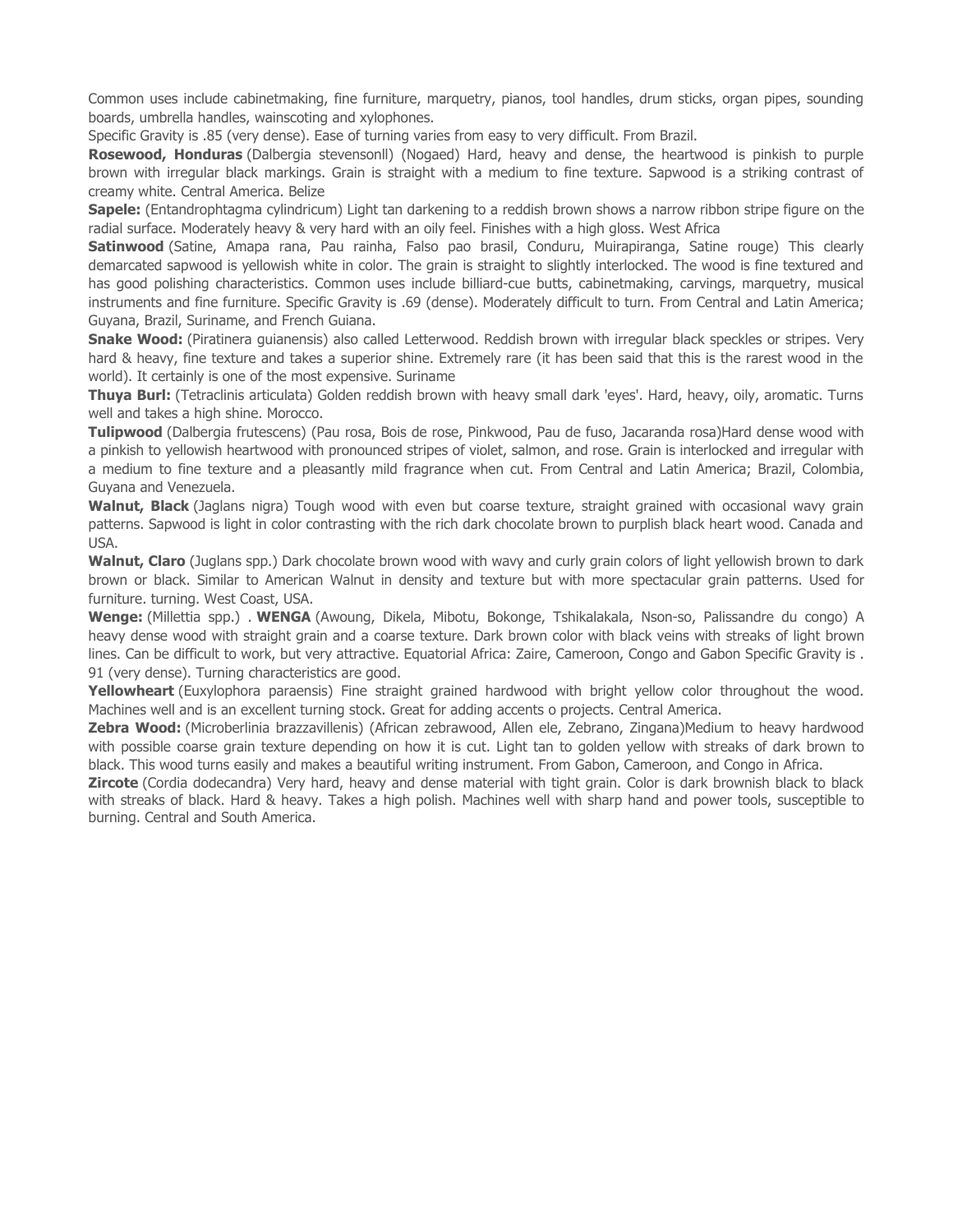Common uses include cabinetmaking, fine furniture, marquetry, pianos, tool handles, drum sticks, organ pipes, sounding boards, umbrella handles, wainscoting and xylophones.

Specific Gravity is .85 (very dense). Ease of turning varies from easy to very difficult. From Brazil.

**Rosewood, Honduras** (Dalbergia stevensonll) (Nogaed) Hard, heavy and dense, the heartwood is pinkish to purple brown with irregular black markings. Grain is straight with a medium to fine texture. Sapwood is a striking contrast of creamy white. Central America. Belize

**Sapele:** (Entandrophtagma cylindricum) Light tan darkening to a reddish brown shows a narrow ribbon stripe figure on the radial surface. Moderately heavy & very hard with an oily feel. Finishes with a high gloss. West Africa

**Satinwood** (Satine, Amapa rana, Pau rainha, Falso pao brasil, Conduru, Muirapiranga, Satine rouge) This clearly demarcated sapwood is yellowish white in color. The grain is straight to slightly interlocked. The wood is fine textured and has good polishing characteristics. Common uses include billiard-cue butts, cabinetmaking, carvings, marquetry, musical instruments and fine furniture. Specific Gravity is .69 (dense). Moderately difficult to turn. From Central and Latin America; Guyana, Brazil, Suriname, and French Guiana.

**Snake Wood:** (Piratinera guianensis) also called Letterwood. Reddish brown with irregular black speckles or stripes. Very hard & heavy, fine texture and takes a superior shine. Extremely rare (it has been said that this is the rarest wood in the world). It certainly is one of the most expensive. Suriname

**Thuya Burl:** (Tetraclinis articulata) Golden reddish brown with heavy small dark 'eyes'. Hard, heavy, oily, aromatic. Turns well and takes a high shine. Morocco.

**Tulipwood** (Dalbergia frutescens) (Pau rosa, Bois de rose, Pinkwood, Pau de fuso, Jacaranda rosa)Hard dense wood with a pinkish to yellowish heartwood with pronounced stripes of violet, salmon, and rose. Grain is interlocked and irregular with a medium to fine texture and a pleasantly mild fragrance when cut. From Central and Latin America; Brazil, Colombia, Guyana and Venezuela.

**Walnut, Black** (Jaglans nigra) Tough wood with even but coarse texture, straight grained with occasional wavy grain patterns. Sapwood is light in color contrasting with the rich dark chocolate brown to purplish black heart wood. Canada and USA.

**Walnut, Claro** (Juglans spp.) Dark chocolate brown wood with wavy and curly grain colors of light yellowish brown to dark brown or black. Similar to American Walnut in density and texture but with more spectacular grain patterns. Used for furniture. turning. West Coast, USA.

**Wenge:** (Millettia spp.) . **WENGA** (Awoung, Dikela, Mibotu, Bokonge, Tshikalakala, Nson-so, Palissandre du congo) A heavy dense wood with straight grain and a coarse texture. Dark brown color with black veins with streaks of light brown lines. Can be difficult to work, but very attractive. Equatorial Africa: Zaire, Cameroon, Congo and Gabon Specific Gravity is . 91 (very dense). Turning characteristics are good.

**Yellowheart** (Euxylophora paraensis) Fine straight grained hardwood with bright yellow color throughout the wood. Machines well and is an excellent turning stock. Great for adding accents o projects. Central America.

**Zebra Wood:** (Microberlinia brazzavillenis) (African zebrawood, Allen ele, Zebrano, Zingana)Medium to heavy hardwood with possible coarse grain texture depending on how it is cut. Light tan to golden yellow with streaks of dark brown to black. This wood turns easily and makes a beautiful writing instrument. From Gabon, Cameroon, and Congo in Africa.

**Zircote** (Cordia dodecandra) Very hard, heavy and dense material with tight grain. Color is dark brownish black to black with streaks of black. Hard & heavy. Takes a high polish. Machines well with sharp hand and power tools, susceptible to burning. Central and South America.